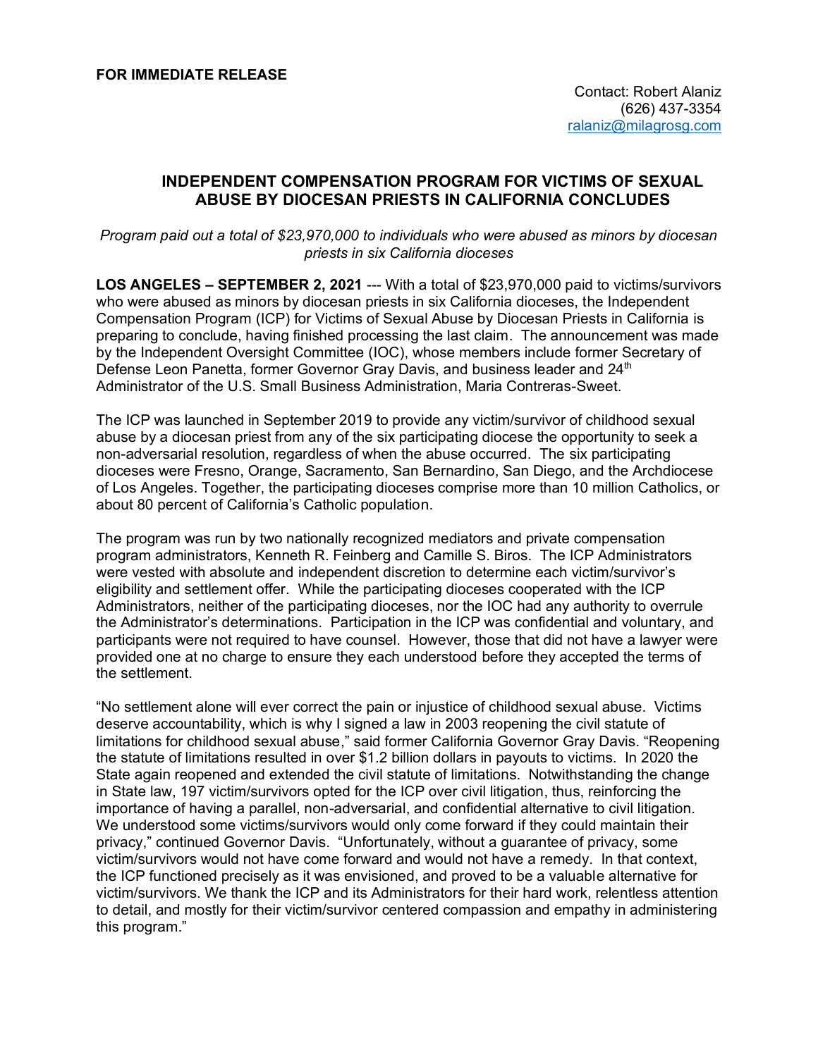**FOR IMMEDIATE RELEASE**

Contact: Robert Alaniz
(626) 437-3354
ralaniz@milagrosg.com

# INDEPENDENT COMPENSATION PROGRAM FOR VICTIMS OF SEXUAL ABUSE BY DIOCESAN PRIESTS IN CALIFORNIA CONCLUDES

*Program paid out a total of $23,970,000 to individuals who were abused as minors by diocesan priests in six California dioceses*

**LOS ANGELES – SEPTEMBER 2, 2021** --- With a total of $23,970,000 paid to victims/survivors who were abused as minors by diocesan priests in six California dioceses, the Independent Compensation Program (ICP) for Victims of Sexual Abuse by Diocesan Priests in California is preparing to conclude, having finished processing the last claim. The announcement was made by the Independent Oversight Committee (IOC), whose members include former Secretary of Defense Leon Panetta, former Governor Gray Davis, and business leader and 24th Administrator of the U.S. Small Business Administration, Maria Contreras-Sweet.

The ICP was launched in September 2019 to provide any victim/survivor of childhood sexual abuse by a diocesan priest from any of the six participating diocese the opportunity to seek a non-adversarial resolution, regardless of when the abuse occurred. The six participating dioceses were Fresno, Orange, Sacramento, San Bernardino, San Diego, and the Archdiocese of Los Angeles. Together, the participating dioceses comprise more than 10 million Catholics, or about 80 percent of California's Catholic population.

The program was run by two nationally recognized mediators and private compensation program administrators, Kenneth R. Feinberg and Camille S. Biros. The ICP Administrators were vested with absolute and independent discretion to determine each victim/survivor's eligibility and settlement offer. While the participating dioceses cooperated with the ICP Administrators, neither of the participating dioceses, nor the IOC had any authority to overrule the Administrator's determinations. Participation in the ICP was confidential and voluntary, and participants were not required to have counsel. However, those that did not have a lawyer were provided one at no charge to ensure they each understood before they accepted the terms of the settlement.

"No settlement alone will ever correct the pain or injustice of childhood sexual abuse. Victims deserve accountability, which is why I signed a law in 2003 reopening the civil statute of limitations for childhood sexual abuse," said former California Governor Gray Davis. "Reopening the statute of limitations resulted in over $1.2 billion dollars in payouts to victims. In 2020 the State again reopened and extended the civil statute of limitations. Notwithstanding the change in State law, 197 victim/survivors opted for the ICP over civil litigation, thus, reinforcing the importance of having a parallel, non-adversarial, and confidential alternative to civil litigation. We understood some victims/survivors would only come forward if they could maintain their privacy," continued Governor Davis. "Unfortunately, without a guarantee of privacy, some victim/survivors would not have come forward and would not have a remedy. In that context, the ICP functioned precisely as it was envisioned, and proved to be a valuable alternative for victim/survivors. We thank the ICP and its Administrators for their hard work, relentless attention to detail, and mostly for their victim/survivor centered compassion and empathy in administering this program."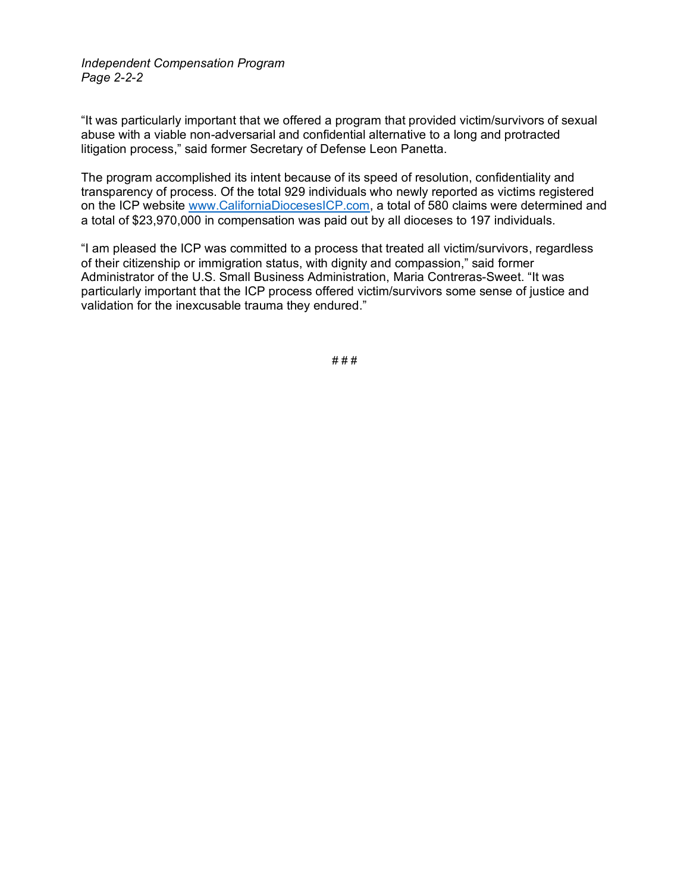"It was particularly important that we offered a program that provided victim/survivors of sexual abuse with a viable non-adversarial and confidential alternative to a long and protracted litigation process," said former Secretary of Defense Leon Panetta.

The program accomplished its intent because of its speed of resolution, confidentiality and transparency of process. Of the total 929 individuals who newly reported as victims registered on the ICP website www.CaliforniaDiocesesICP.com, a total of 580 claims were determined and a total of $23,970,000 in compensation was paid out by all dioceses to 197 individuals.

"I am pleased the ICP was committed to a process that treated all victim/survivors, regardless of their citizenship or immigration status, with dignity and compassion," said former Administrator of the U.S. Small Business Administration, Maria Contreras-Sweet. "It was particularly important that the ICP process offered victim/survivors some sense of justice and validation for the inexcusable trauma they endured."

# # #